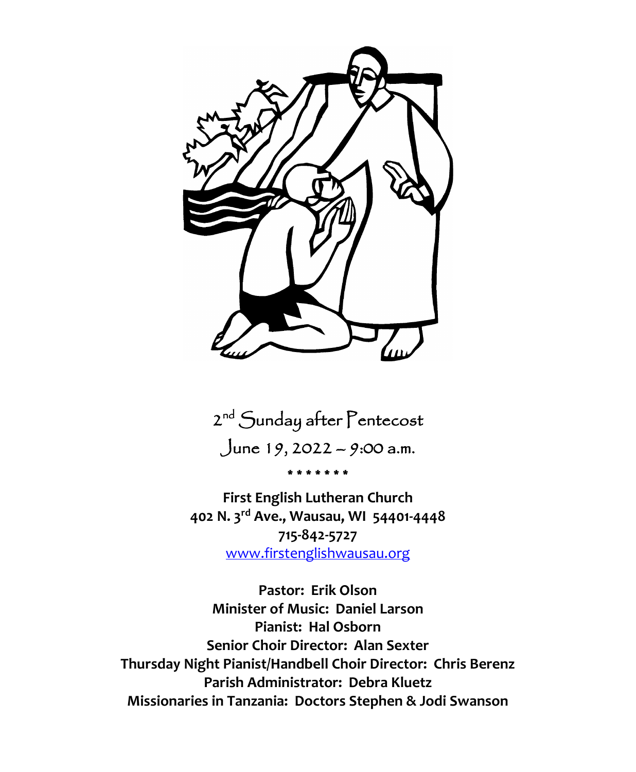2nd Sunday after Pentecost

June 19, 2022 – 9:00 a.m.

\* \* \* \* \* \* \*

**First English Lutheran Church**
**402 N. 3rd Ave., Wausau, WI 54401-4448**
**715-842-5727**
[www.firstenglishwausau.org](http://www.firstenglishwausau.org)

**Pastor: Erik Olson**
**Minister of Music: Daniel Larson**
**Pianist: Hal Osborn**
**Senior Choir Director: Alan Sexter**
**Thursday Night Pianist/Handbell Choir Director: Chris Berenz**
**Parish Administrator: Debra Kluetz**
**Missionaries in Tanzania: Doctors Stephen & Jodi Swanson**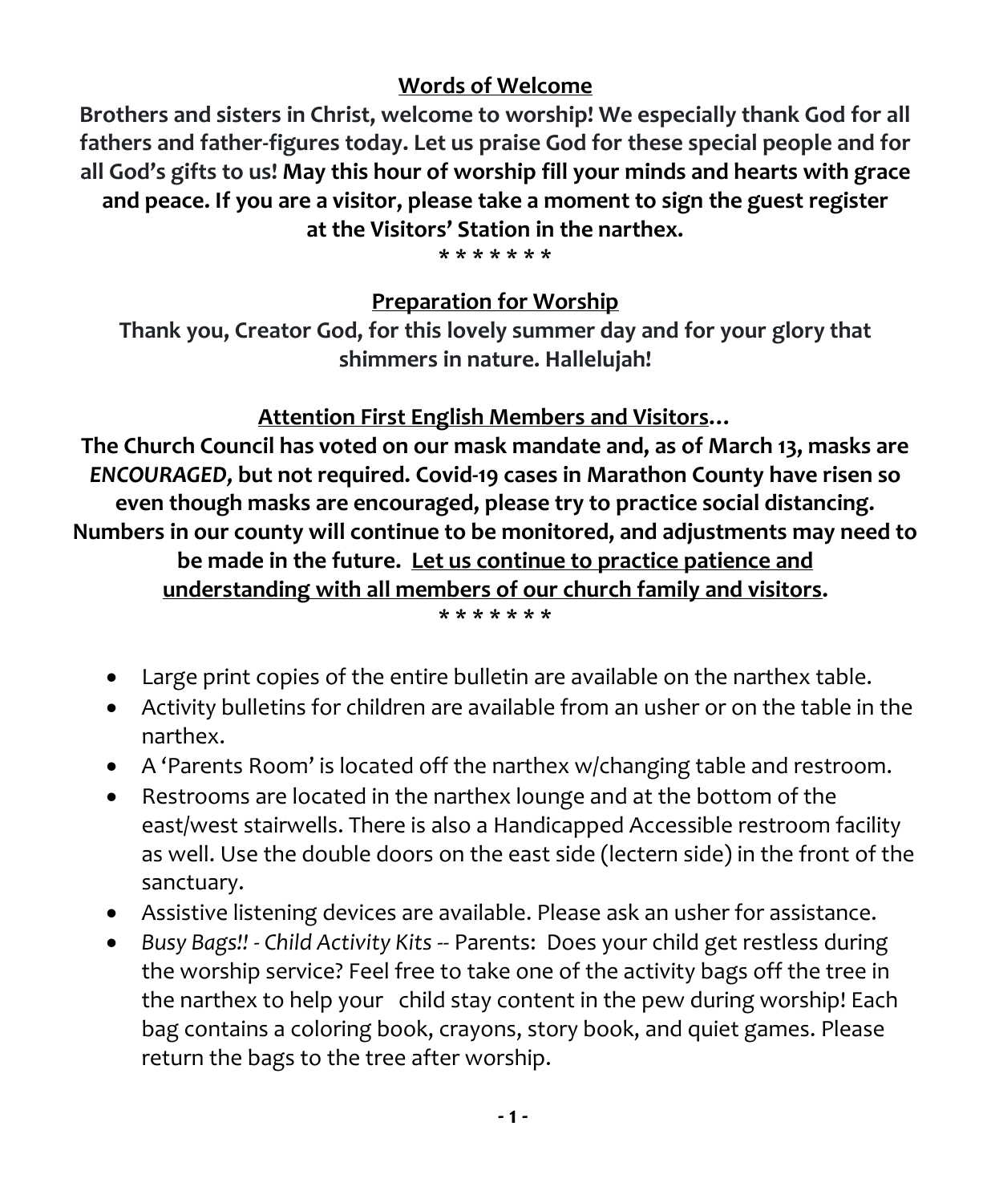## Words of Welcome

**Brothers and sisters in Christ, welcome to worship! We especially thank God for all fathers and father-figures today. Let us praise God for these special people and for all God's gifts to us! May this hour of worship fill your minds and hearts with grace and peace. If you are a visitor, please take a moment to sign the guest register at the Visitors' Station in the narthex.**

\* \* \* \* \* \* \*

## Preparation for Worship

**Thank you, Creator God, for this lovely summer day and for your glory that shimmers in nature. Hallelujah!**

## Attention First English Members and Visitors…

**The Church Council has voted on our mask mandate and, as of March 13, masks are *ENCOURAGED,* but not required. Covid-19 cases in Marathon County have risen so even though masks are encouraged, please try to practice social distancing. Numbers in our county will continue to be monitored, and adjustments may need to be made in the future. <u>Let us continue to practice patience and understanding with all members of our church family and visitors</u>.**

\* \* \* \* \* \* \*

- Large print copies of the entire bulletin are available on the narthex table.
- Activity bulletins for children are available from an usher or on the table in the narthex.
- A 'Parents Room' is located off the narthex w/changing table and restroom.
- Restrooms are located in the narthex lounge and at the bottom of the east/west stairwells. There is also a Handicapped Accessible restroom facility as well. Use the double doors on the east side (lectern side) in the front of the sanctuary.
- Assistive listening devices are available. Please ask an usher for assistance.
- *Busy Bags!! - Child Activity Kits --* Parents: Does your child get restless during the worship service? Feel free to take one of the activity bags off the tree in the narthex to help your child stay content in the pew during worship! Each bag contains a coloring book, crayons, story book, and quiet games. Please return the bags to the tree after worship.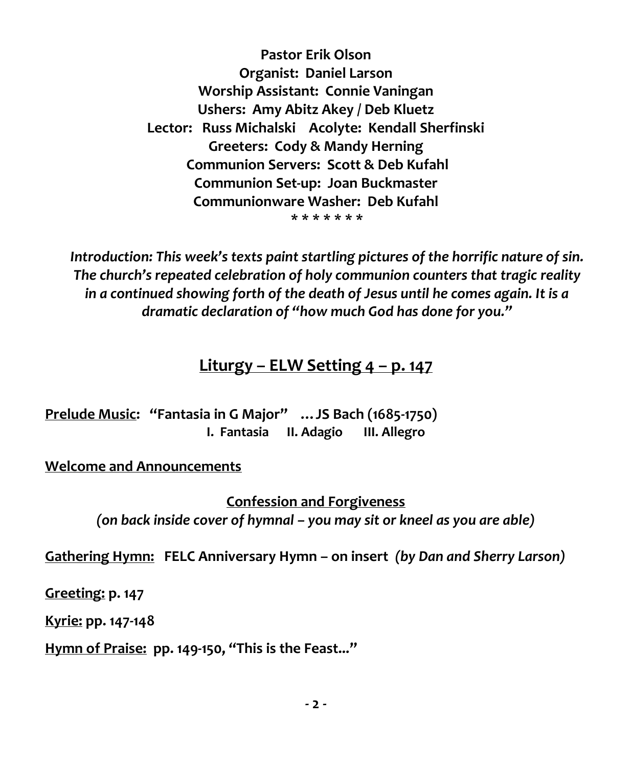**Pastor Erik Olson**
**Organist: Daniel Larson**
**Worship Assistant: Connie Vaningan**
**Ushers: Amy Abitz Akey / Deb Kluetz**
**Lector: Russ Michalski Acolyte: Kendall Sherfinski**
**Greeters: Cody & Mandy Herning**
**Communion Servers: Scott & Deb Kufahl**
**Communion Set-up: Joan Buckmaster**
**Communionware Washer: Deb Kufahl**

\* \* \* \* \* \* \*

***Introduction: This week's texts paint startling pictures of the horrific nature of sin. The church's repeated celebration of holy communion counters that tragic reality in a continued showing forth of the death of Jesus until he comes again. It is a dramatic declaration of "how much God has done for you."***

## Liturgy – ELW Setting 4 – p. 147

**Prelude Music: "Fantasia in G Major" …JS Bach (1685-1750)**
**I. Fantasia II. Adagio III. Allegro**

**Welcome and Announcements**

**Confession and Forgiveness**
*(on back inside cover of hymnal – you may sit or kneel as you are able)*

**Gathering Hymn: FELC Anniversary Hymn – on insert** *(by Dan and Sherry Larson)*

**Greeting: p. 147**

**Kyrie: pp. 147-148**

**Hymn of Praise: pp. 149-150, "This is the Feast…"**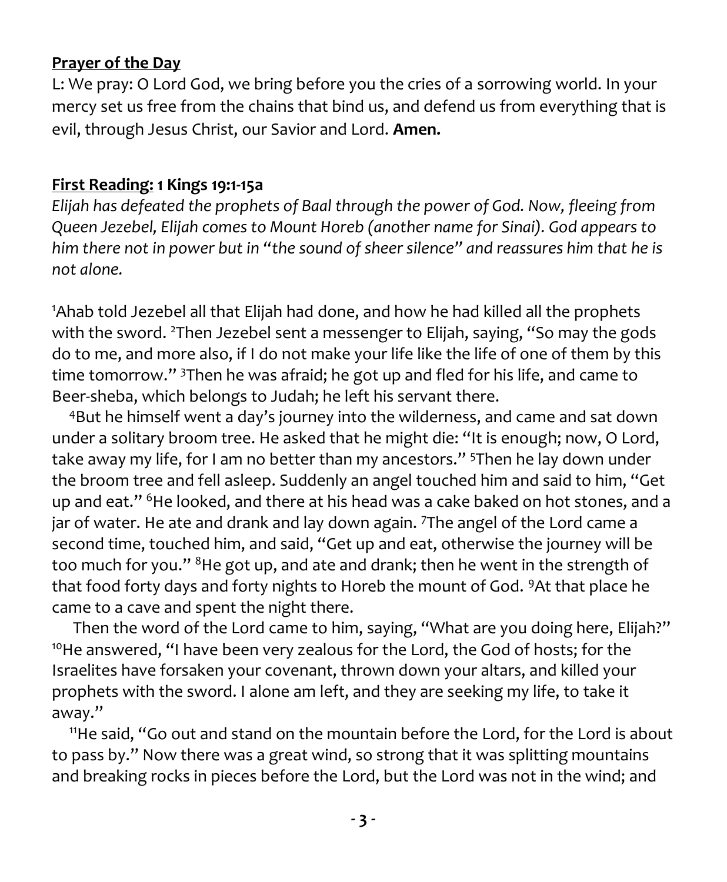**Prayer of the Day**

L: We pray: O Lord God, we bring before you the cries of a sorrowing world. In your mercy set us free from the chains that bind us, and defend us from everything that is evil, through Jesus Christ, our Savior and Lord. **Amen.**

**First Reading: 1 Kings 19:1-15a**

*Elijah has defeated the prophets of Baal through the power of God. Now, fleeing from Queen Jezebel, Elijah comes to Mount Horeb (another name for Sinai). God appears to him there not in power but in "the sound of sheer silence" and reassures him that he is not alone.*

[1]Ahab told Jezebel all that Elijah had done, and how he had killed all the prophets with the sword. [2]Then Jezebel sent a messenger to Elijah, saying, "So may the gods do to me, and more also, if I do not make your life like the life of one of them by this time tomorrow." [3]Then he was afraid; he got up and fled for his life, and came to Beer-sheba, which belongs to Judah; he left his servant there.

[4]But he himself went a day's journey into the wilderness, and came and sat down under a solitary broom tree. He asked that he might die: "It is enough; now, O Lord, take away my life, for I am no better than my ancestors." [5]Then he lay down under the broom tree and fell asleep. Suddenly an angel touched him and said to him, "Get up and eat." [6]He looked, and there at his head was a cake baked on hot stones, and a jar of water. He ate and drank and lay down again. [7]The angel of the Lord came a second time, touched him, and said, "Get up and eat, otherwise the journey will be too much for you." [8]He got up, and ate and drank; then he went in the strength of that food forty days and forty nights to Horeb the mount of God. [9]At that place he came to a cave and spent the night there.

Then the word of the Lord came to him, saying, "What are you doing here, Elijah?" [10]He answered, "I have been very zealous for the Lord, the God of hosts; for the Israelites have forsaken your covenant, thrown down your altars, and killed your prophets with the sword. I alone am left, and they are seeking my life, to take it away."

[11]He said, "Go out and stand on the mountain before the Lord, for the Lord is about to pass by." Now there was a great wind, so strong that it was splitting mountains and breaking rocks in pieces before the Lord, but the Lord was not in the wind; and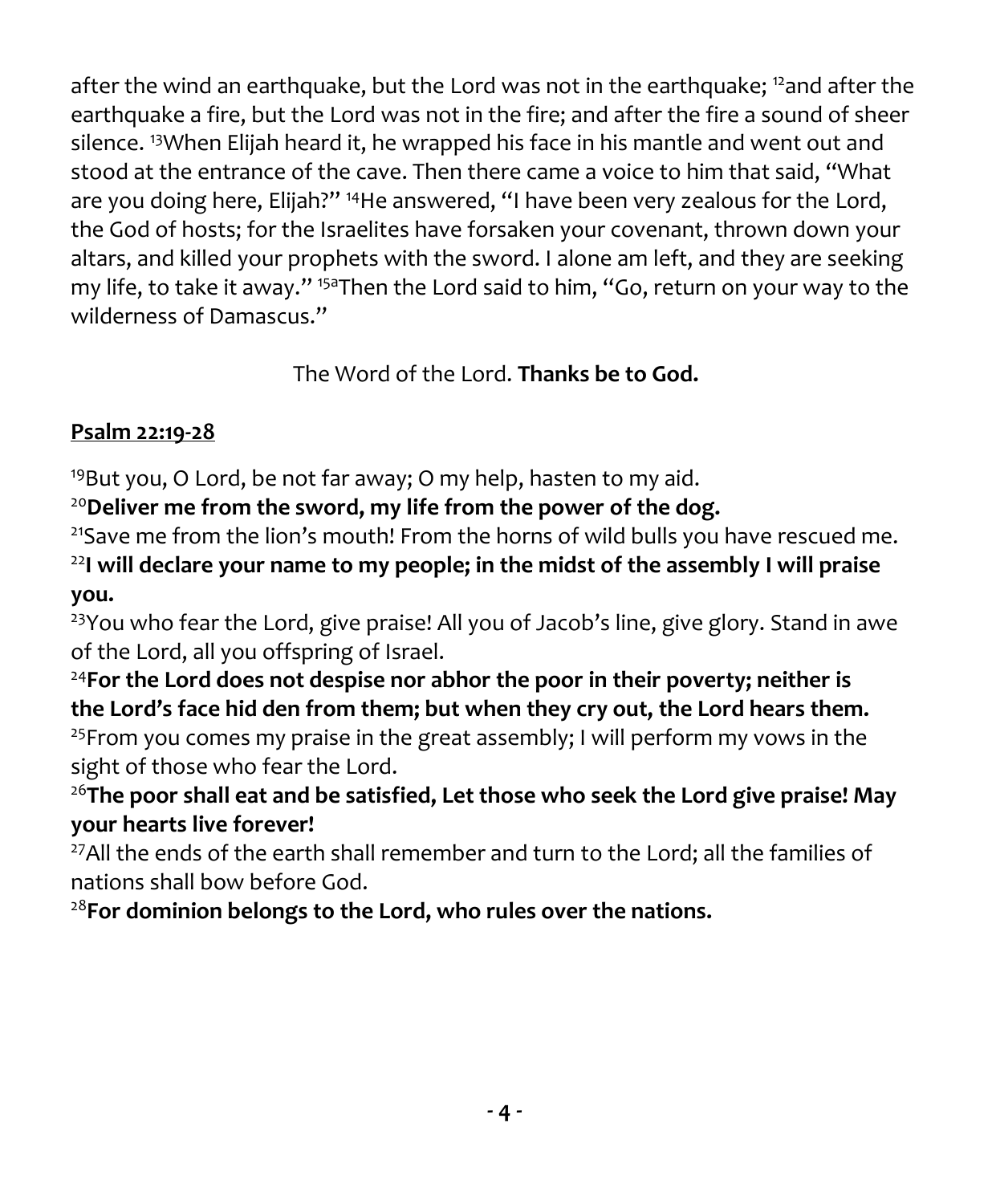after the wind an earthquake, but the Lord was not in the earthquake; [12]and after the earthquake a fire, but the Lord was not in the fire; and after the fire a sound of sheer silence. [13]When Elijah heard it, he wrapped his face in his mantle and went out and stood at the entrance of the cave. Then there came a voice to him that said, "What are you doing here, Elijah?" [14]He answered, "I have been very zealous for the Lord, the God of hosts; for the Israelites have forsaken your covenant, thrown down your altars, and killed your prophets with the sword. I alone am left, and they are seeking my life, to take it away." [15a]Then the Lord said to him, "Go, return on your way to the wilderness of Damascus."

The Word of the Lord. **Thanks be to God.**

## Psalm 22:19-28

[19]But you, O Lord, be not far away; O my help, hasten to my aid.

[20]**Deliver me from the sword, my life from the power of the dog.**

[21]Save me from the lion's mouth! From the horns of wild bulls you have rescued me.

[22]**I will declare your name to my people; in the midst of the assembly I will praise you.**

[23]You who fear the Lord, give praise! All you of Jacob's line, give glory. Stand in awe of the Lord, all you offspring of Israel.

[24]**For the Lord does not despise nor abhor the poor in their poverty; neither is the Lord's face hid den from them; but when they cry out, the Lord hears them.**

[25]From you comes my praise in the great assembly; I will perform my vows in the sight of those who fear the Lord.

[26]**The poor shall eat and be satisfied, Let those who seek the Lord give praise! May your hearts live forever!**

[27]All the ends of the earth shall remember and turn to the Lord; all the families of nations shall bow before God.

[28]**For dominion belongs to the Lord, who rules over the nations.**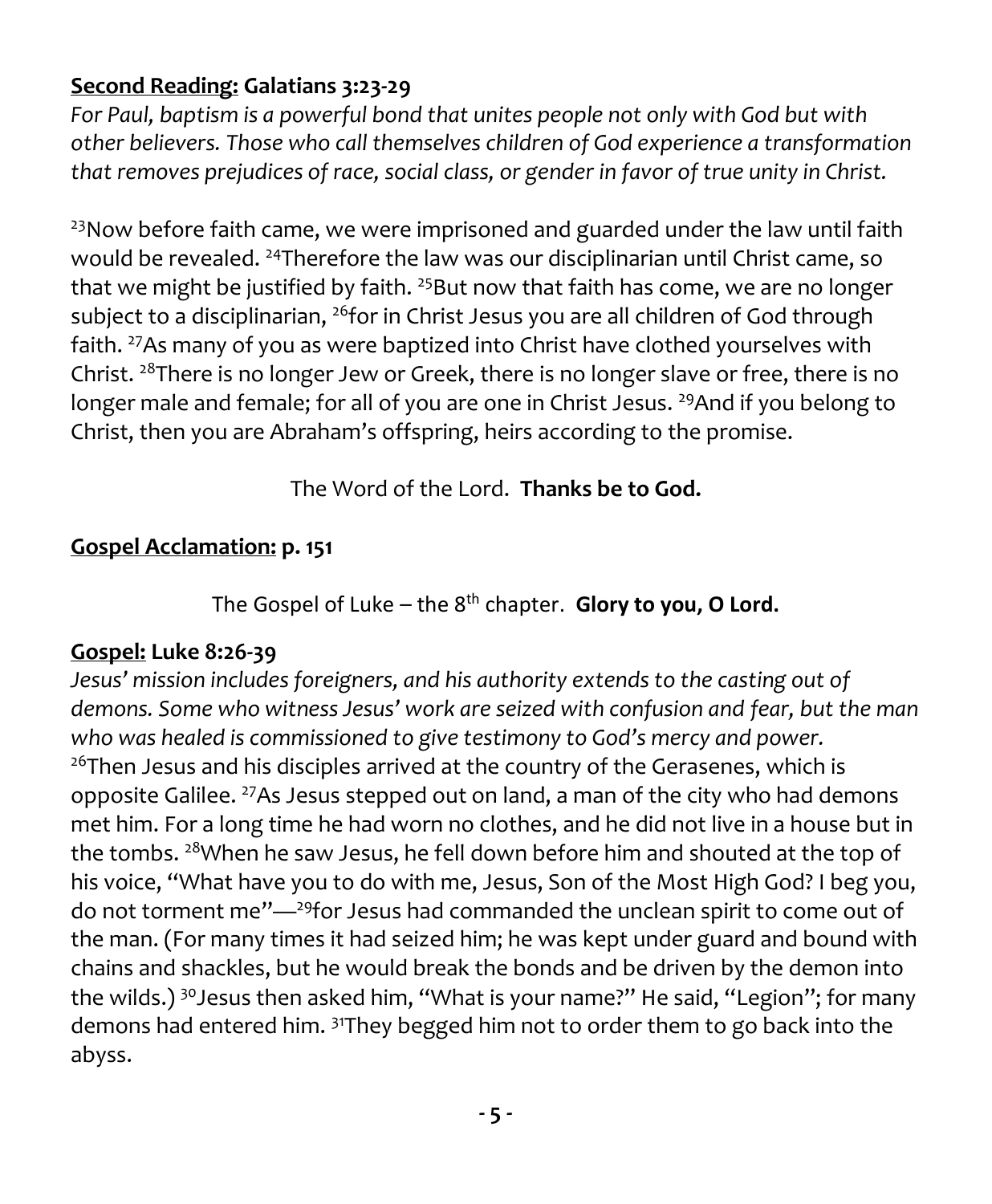**<u>Second Reading:</u> Galatians 3:23-29**

*For Paul, baptism is a powerful bond that unites people not only with God but with other believers. Those who call themselves children of God experience a transformation that removes prejudices of race, social class, or gender in favor of true unity in Christ.*

[23]Now before faith came, we were imprisoned and guarded under the law until faith would be revealed. [24]Therefore the law was our disciplinarian until Christ came, so that we might be justified by faith. [25]But now that faith has come, we are no longer subject to a disciplinarian, [26]for in Christ Jesus you are all children of God through faith. [27]As many of you as were baptized into Christ have clothed yourselves with Christ. [28]There is no longer Jew or Greek, there is no longer slave or free, there is no longer male and female; for all of you are one in Christ Jesus. [29]And if you belong to Christ, then you are Abraham's offspring, heirs according to the promise.

The Word of the Lord. **Thanks be to God.**

**<u>Gospel Acclamation:</u> p. 151**

The Gospel of Luke – the 8th chapter. **Glory to you, O Lord.**

**<u>Gospel:</u> Luke 8:26-39**

*Jesus' mission includes foreigners, and his authority extends to the casting out of demons. Some who witness Jesus' work are seized with confusion and fear, but the man who was healed is commissioned to give testimony to God's mercy and power.*
[26]Then Jesus and his disciples arrived at the country of the Gerasenes, which is opposite Galilee. [27]As Jesus stepped out on land, a man of the city who had demons met him. For a long time he had worn no clothes, and he did not live in a house but in the tombs. [28]When he saw Jesus, he fell down before him and shouted at the top of his voice, "What have you to do with me, Jesus, Son of the Most High God? I beg you, do not torment me"—[29]for Jesus had commanded the unclean spirit to come out of the man. (For many times it had seized him; he was kept under guard and bound with chains and shackles, but he would break the bonds and be driven by the demon into the wilds.) [30]Jesus then asked him, "What is your name?" He said, "Legion"; for many demons had entered him. [31]They begged him not to order them to go back into the abyss.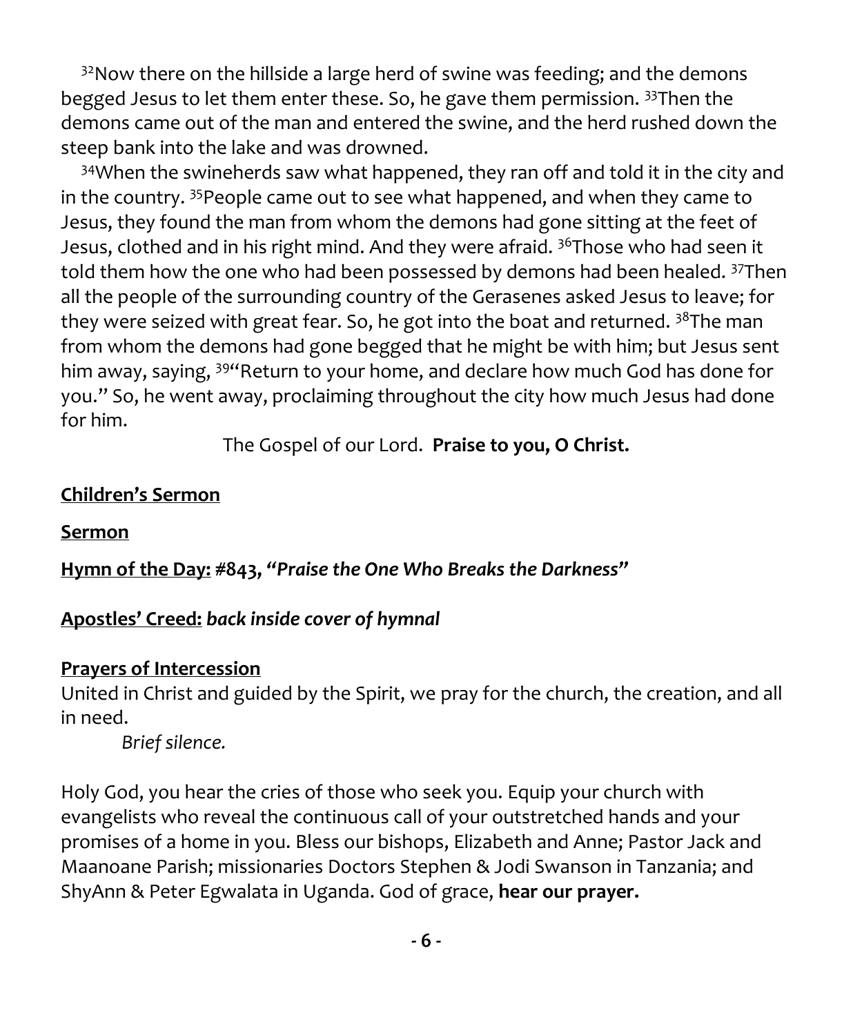[32]Now there on the hillside a large herd of swine was feeding; and the demons begged Jesus to let them enter these. So, he gave them permission. [33]Then the demons came out of the man and entered the swine, and the herd rushed down the steep bank into the lake and was drowned.

[34]When the swineherds saw what happened, they ran off and told it in the city and in the country. [35]People came out to see what happened, and when they came to Jesus, they found the man from whom the demons had gone sitting at the feet of Jesus, clothed and in his right mind. And they were afraid. [36]Those who had seen it told them how the one who had been possessed by demons had been healed. [37]Then all the people of the surrounding country of the Gerasenes asked Jesus to leave; for they were seized with great fear. So, he got into the boat and returned. [38]The man from whom the demons had gone begged that he might be with him; but Jesus sent him away, saying, [39]"Return to your home, and declare how much God has done for you." So, he went away, proclaiming throughout the city how much Jesus had done for him.

The Gospel of our Lord. **Praise to you, O Christ.**

**Children's Sermon**

**Sermon**

**Hymn of the Day: #843, *"Praise the One Who Breaks the Darkness"***

**Apostles' Creed: *back inside cover of hymnal***

**Prayers of Intercession**

United in Christ and guided by the Spirit, we pray for the church, the creation, and all in need.

*Brief silence.*

Holy God, you hear the cries of those who seek you. Equip your church with evangelists who reveal the continuous call of your outstretched hands and your promises of a home in you. Bless our bishops, Elizabeth and Anne; Pastor Jack and Maanoane Parish; missionaries Doctors Stephen & Jodi Swanson in Tanzania; and ShyAnn & Peter Egwalata in Uganda. God of grace, **hear our prayer.**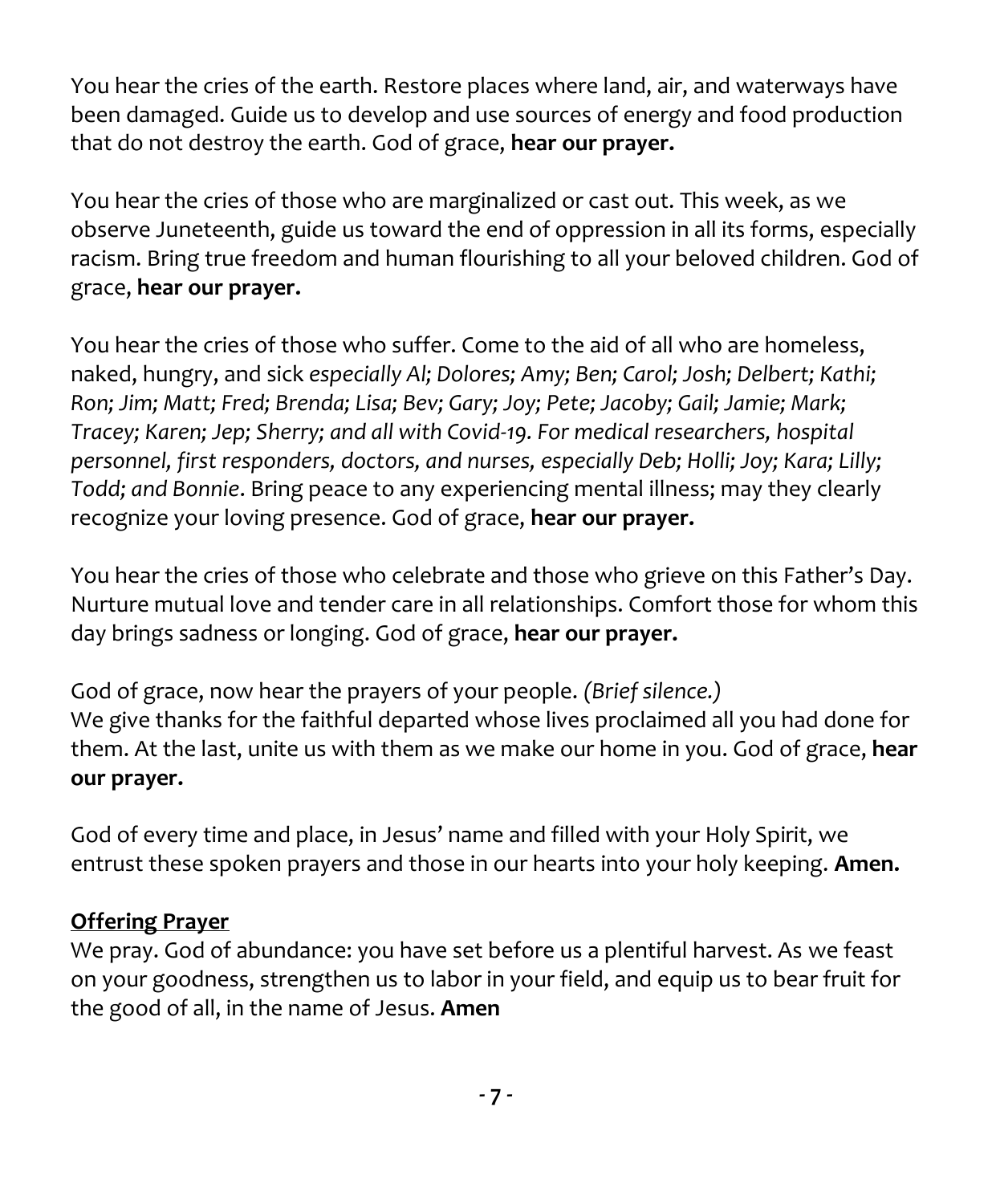You hear the cries of the earth. Restore places where land, air, and waterways have been damaged. Guide us to develop and use sources of energy and food production that do not destroy the earth. God of grace, **hear our prayer.**

You hear the cries of those who are marginalized or cast out. This week, as we observe Juneteenth, guide us toward the end of oppression in all its forms, especially racism. Bring true freedom and human flourishing to all your beloved children. God of grace, **hear our prayer.**

You hear the cries of those who suffer. Come to the aid of all who are homeless, naked, hungry, and sick *especially Al; Dolores; Amy; Ben; Carol; Josh; Delbert; Kathi; Ron; Jim; Matt; Fred; Brenda; Lisa; Bev; Gary; Joy; Pete; Jacoby; Gail; Jamie; Mark; Tracey; Karen; Jep; Sherry; and all with Covid-19. For medical researchers, hospital personnel, first responders, doctors, and nurses, especially Deb; Holli; Joy; Kara; Lilly; Todd; and Bonnie*. Bring peace to any experiencing mental illness; may they clearly recognize your loving presence. God of grace, **hear our prayer.**

You hear the cries of those who celebrate and those who grieve on this Father's Day. Nurture mutual love and tender care in all relationships. Comfort those for whom this day brings sadness or longing. God of grace, **hear our prayer.**

God of grace, now hear the prayers of your people. *(Brief silence.)*
We give thanks for the faithful departed whose lives proclaimed all you had done for them. At the last, unite us with them as we make our home in you. God of grace, **hear our prayer.**

God of every time and place, in Jesus' name and filled with your Holy Spirit, we entrust these spoken prayers and those in our hearts into your holy keeping. **Amen.**

**Offering Prayer**

We pray. God of abundance: you have set before us a plentiful harvest. As we feast on your goodness, strengthen us to labor in your field, and equip us to bear fruit for the good of all, in the name of Jesus. **Amen**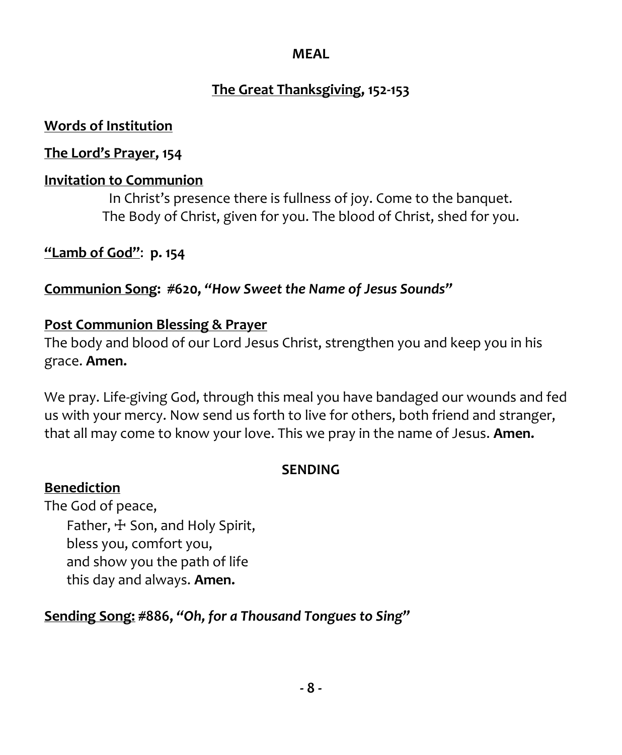## MEAL

### The Great Thanksgiving, 152-153

**Words of Institution**

**The Lord's Prayer, 154**

**Invitation to Communion**

In Christ's presence there is fullness of joy. Come to the banquet.
The Body of Christ, given for you. The blood of Christ, shed for you.

**"Lamb of God": p. 154**

**Communion Song: #620, *"How Sweet the Name of Jesus Sounds"***

**Post Communion Blessing & Prayer**

The body and blood of our Lord Jesus Christ, strengthen you and keep you in his grace. **Amen.**

We pray. Life-giving God, through this meal you have bandaged our wounds and fed us with your mercy. Now send us forth to live for others, both friend and stranger, that all may come to know your love. This we pray in the name of Jesus. **Amen.**

## SENDING

**Benediction**

The God of peace,
Father, ☩ Son, and Holy Spirit,
bless you, comfort you,
and show you the path of life
this day and always. **Amen.**

**Sending Song: #886, *"Oh, for a Thousand Tongues to Sing"***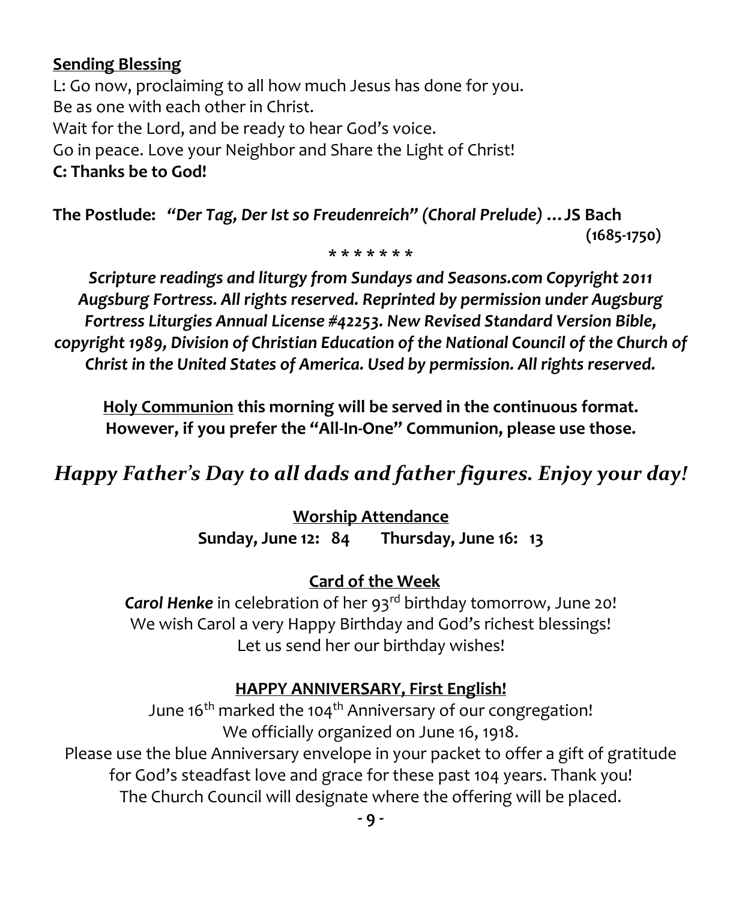**<u>Sending Blessing</u>**

L: Go now, proclaiming to all how much Jesus has done for you.
Be as one with each other in Christ.
Wait for the Lord, and be ready to hear God's voice.
Go in peace. Love your Neighbor and Share the Light of Christ!
**C: Thanks be to God!**

**The Postlude:** ***"Der Tag, Der Ist so Freudenreich" (Choral Prelude)*** **…JS Bach (1685-1750)**

\* \* \* \* \* \* \*

***Scripture readings and liturgy from Sundays and Seasons.com Copyright 2011 Augsburg Fortress. All rights reserved. Reprinted by permission under Augsburg Fortress Liturgies Annual License #42253. New Revised Standard Version Bible, copyright 1989, Division of Christian Education of the National Council of the Church of Christ in the United States of America. Used by permission. All rights reserved.***

**<u>Holy Communion</u> this morning will be served in the continuous format. However, if you prefer the "All-In-One" Communion, please use those.**

## *Happy Father's Day to all dads and father figures. Enjoy your day!*

**<u>Worship Attendance</u>**

**Sunday, June 12: 84 Thursday, June 16: 13**

**<u>Card of the Week</u>**

***Carol Henke*** in celebration of her 93rd birthday tomorrow, June 20!
We wish Carol a very Happy Birthday and God's richest blessings!
Let us send her our birthday wishes!

**<u>HAPPY ANNIVERSARY, First English!</u>**

June 16th marked the 104th Anniversary of our congregation!
We officially organized on June 16, 1918.
Please use the blue Anniversary envelope in your packet to offer a gift of gratitude for God's steadfast love and grace for these past 104 years. Thank you!
The Church Council will designate where the offering will be placed.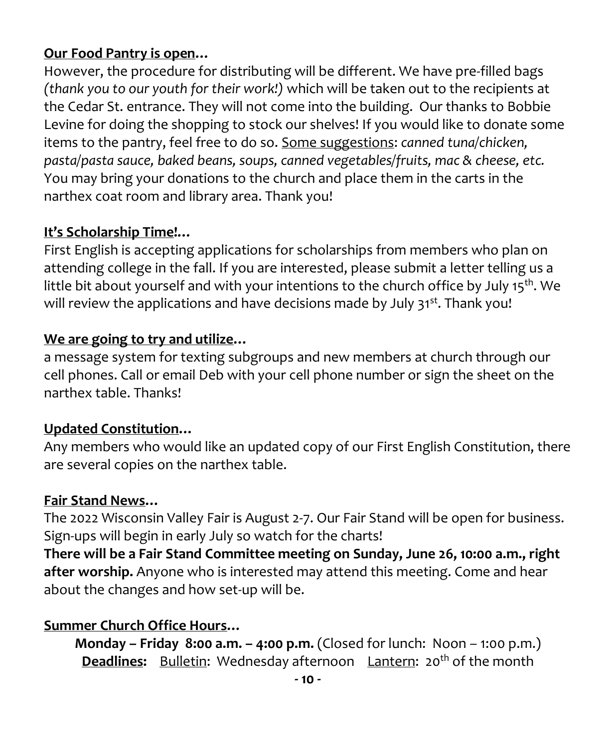**<u>Our Food Pantry is open</u>…**

However, the procedure for distributing will be different. We have pre-filled bags *(thank you to our youth for their work!)* which will be taken out to the recipients at the Cedar St. entrance. They will not come into the building. Our thanks to Bobbie Levine for doing the shopping to stock our shelves! If you would like to donate some items to the pantry, feel free to do so. <u>Some suggestions</u>: *canned tuna/chicken, pasta/pasta sauce, baked beans, soups, canned vegetables/fruits, mac & cheese, etc.* You may bring your donations to the church and place them in the carts in the narthex coat room and library area. Thank you!

**<u>It's Scholarship Time!</u>…**

First English is accepting applications for scholarships from members who plan on attending college in the fall. If you are interested, please submit a letter telling us a little bit about yourself and with your intentions to the church office by July 15th. We will review the applications and have decisions made by July 31st. Thank you!

**<u>We are going to try and utilize</u>…**

a message system for texting subgroups and new members at church through our cell phones. Call or email Deb with your cell phone number or sign the sheet on the narthex table. Thanks!

**<u>Updated Constitution</u>…**

Any members who would like an updated copy of our First English Constitution, there are several copies on the narthex table.

**<u>Fair Stand News</u>…**

The 2022 Wisconsin Valley Fair is August 2-7. Our Fair Stand will be open for business. Sign-ups will begin in early July so watch for the charts!

**There will be a Fair Stand Committee meeting on Sunday, June 26, 10:00 a.m., right after worship.** Anyone who is interested may attend this meeting. Come and hear about the changes and how set-up will be.

**<u>Summer Church Office Hours</u>…**

**Monday – Friday 8:00 a.m. – 4:00 p.m.** (Closed for lunch: Noon – 1:00 p.m.)

**<u>Deadlines:</u>** <u>Bulletin</u>: Wednesday afternoon <u>Lantern</u>: 20th of the month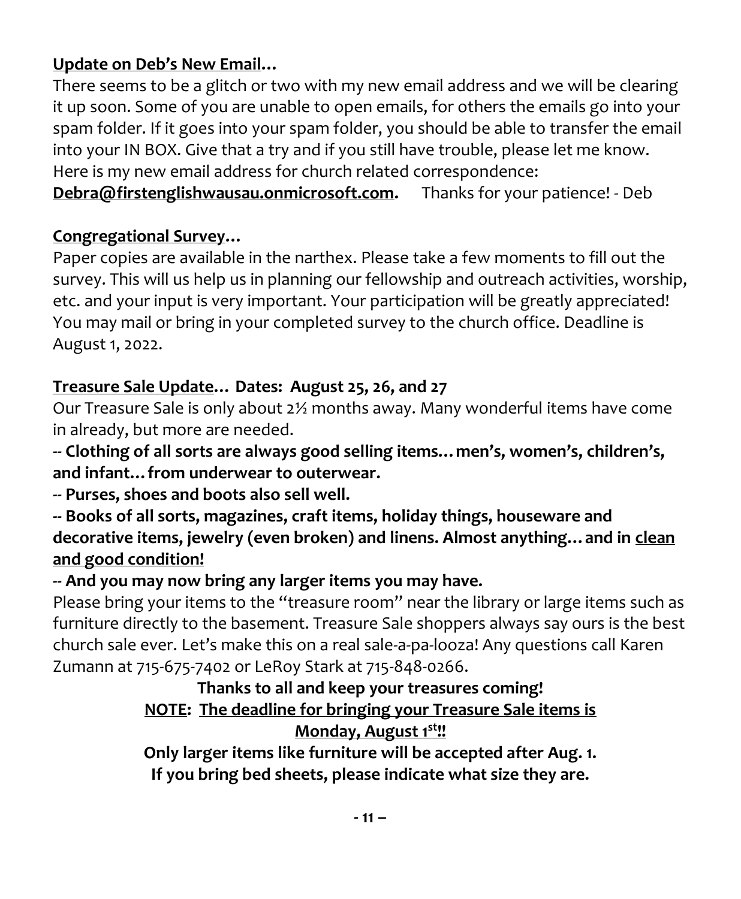**<u>Update on Deb's New Email</u>…**

There seems to be a glitch or two with my new email address and we will be clearing it up soon. Some of you are unable to open emails, for others the emails go into your spam folder. If it goes into your spam folder, you should be able to transfer the email into your IN BOX. Give that a try and if you still have trouble, please let me know. Here is my new email address for church related correspondence:

**<u>Debra@firstenglishwausau.onmicrosoft.com</u>.** Thanks for your patience! - Deb

**<u>Congregational Survey</u>…**

Paper copies are available in the narthex. Please take a few moments to fill out the survey. This will us help us in planning our fellowship and outreach activities, worship, etc. and your input is very important. Your participation will be greatly appreciated! You may mail or bring in your completed survey to the church office. Deadline is August 1, 2022.

**<u>Treasure Sale Update</u>… Dates: August 25, 26, and 27**

Our Treasure Sale is only about 2½ months away. Many wonderful items have come in already, but more are needed.

**-- Clothing of all sorts are always good selling items…men's, women's, children's, and infant…from underwear to outerwear.**

**-- Purses, shoes and boots also sell well.**

**-- Books of all sorts, magazines, craft items, holiday things, houseware and decorative items, jewelry (even broken) and linens. Almost anything…and in <u>clean and good condition!</u>**

**-- And you may now bring any larger items you may have.**

Please bring your items to the "treasure room" near the library or large items such as furniture directly to the basement. Treasure Sale shoppers always say ours is the best church sale ever. Let's make this on a real sale-a-pa-looza! Any questions call Karen Zumann at 715-675-7402 or LeRoy Stark at 715-848-0266.

**Thanks to all and keep your treasures coming!**

**<u>NOTE</u>: <u>The deadline for bringing your Treasure Sale items is Monday, August 1st!!</u>**

**Only larger items like furniture will be accepted after Aug. 1.**

**If you bring bed sheets, please indicate what size they are.**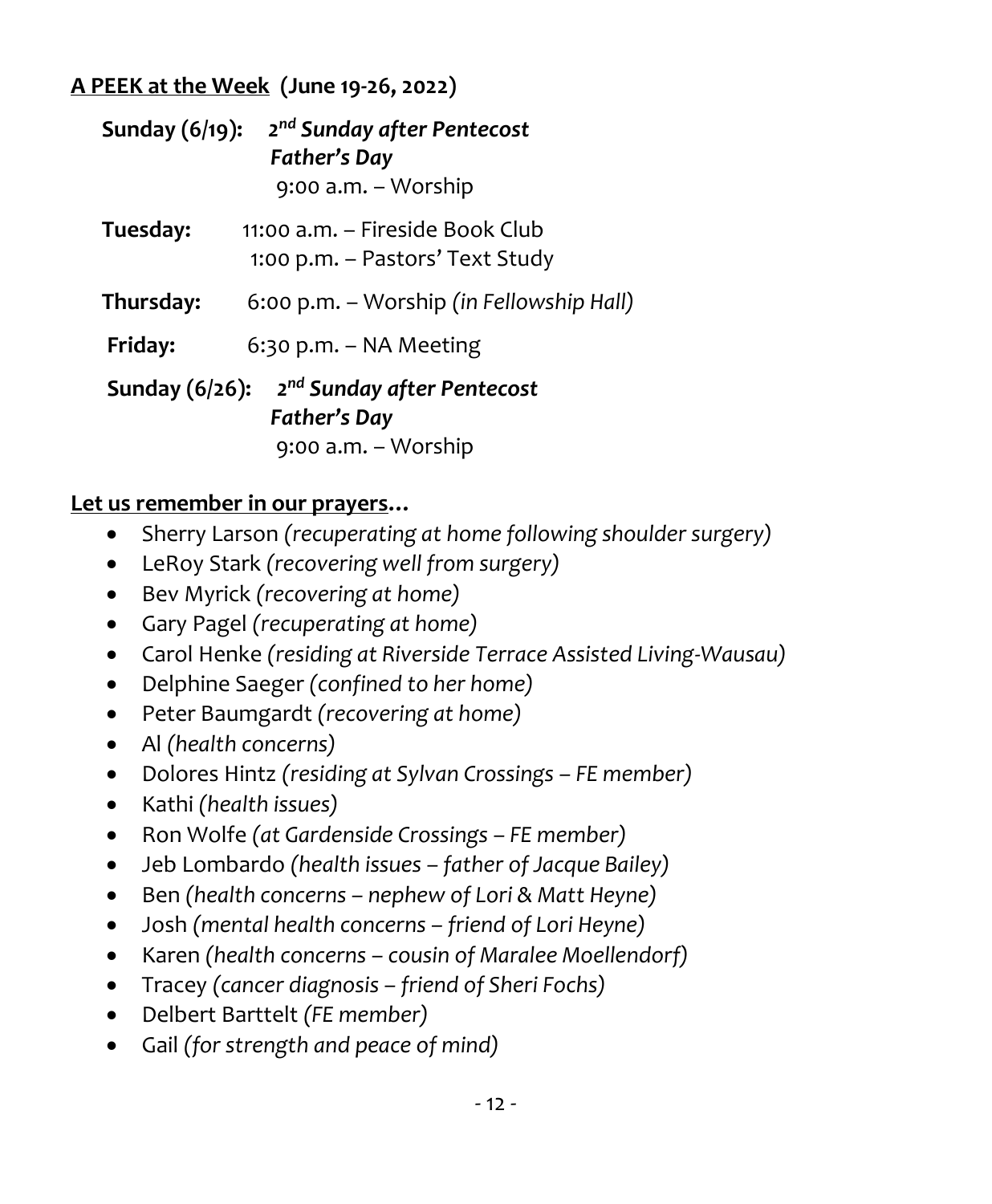**A PEEK at the Week (June 19-26, 2022)**

**Sunday (6/19):** ***2nd Sunday after Pentecost***
***Father's Day***
9:00 a.m. – Worship

**Tuesday:** 11:00 a.m. – Fireside Book Club
1:00 p.m. – Pastors' Text Study

**Thursday:** 6:00 p.m. – Worship *(in Fellowship Hall)*

**Friday:** 6:30 p.m. – NA Meeting

**Sunday (6/26):** ***2nd Sunday after Pentecost***
***Father's Day***
9:00 a.m. – Worship

**Let us remember in our prayers…**

- Sherry Larson *(recuperating at home following shoulder surgery)*
- LeRoy Stark *(recovering well from surgery)*
- Bev Myrick *(recovering at home)*
- Gary Pagel *(recuperating at home)*
- Carol Henke *(residing at Riverside Terrace Assisted Living-Wausau)*
- Delphine Saeger *(confined to her home)*
- Peter Baumgardt *(recovering at home)*
- Al *(health concerns)*
- Dolores Hintz *(residing at Sylvan Crossings – FE member)*
- Kathi *(health issues)*
- Ron Wolfe *(at Gardenside Crossings – FE member)*
- Jeb Lombardo *(health issues – father of Jacque Bailey)*
- Ben *(health concerns – nephew of Lori & Matt Heyne)*
- Josh *(mental health concerns – friend of Lori Heyne)*
- Karen *(health concerns – cousin of Maralee Moellendorf)*
- Tracey *(cancer diagnosis – friend of Sheri Fochs)*
- Delbert Barttelt *(FE member)*
- Gail *(for strength and peace of mind)*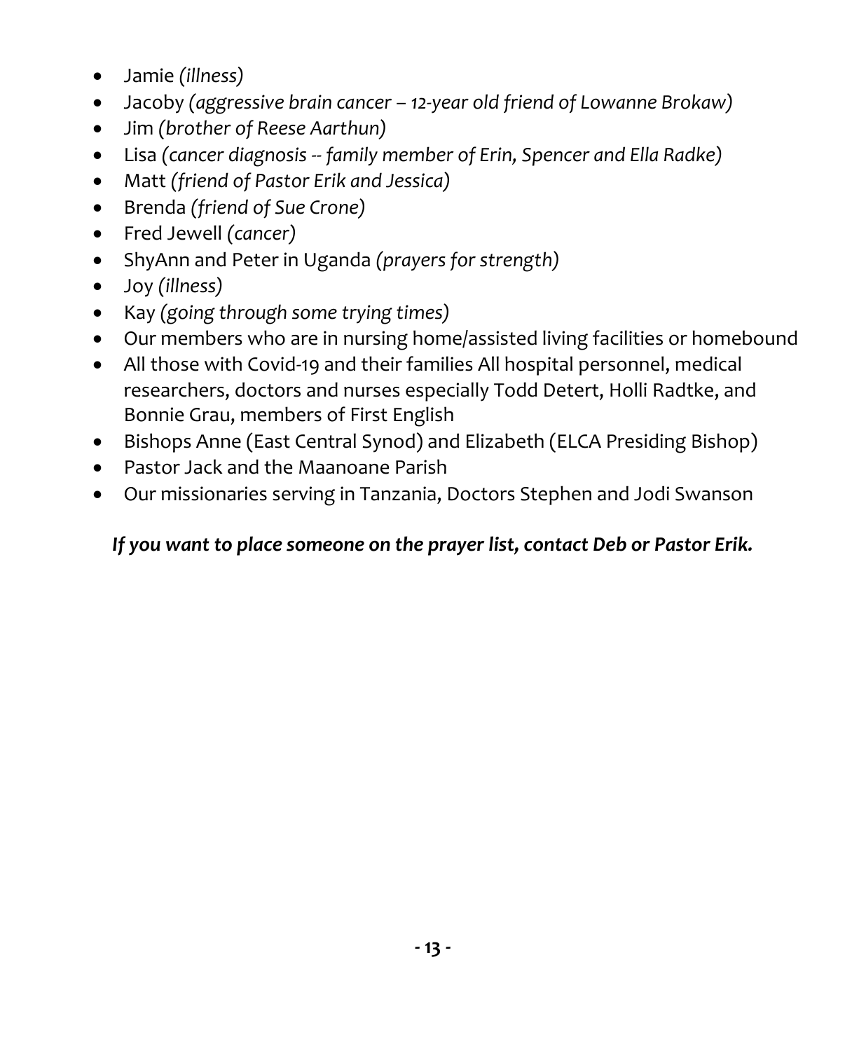- Jamie *(illness)*
- Jacoby *(aggressive brain cancer – 12-year old friend of Lowanne Brokaw)*
- Jim *(brother of Reese Aarthun)*
- Lisa *(cancer diagnosis -- family member of Erin, Spencer and Ella Radke)*
- Matt *(friend of Pastor Erik and Jessica)*
- Brenda *(friend of Sue Crone)*
- Fred Jewell *(cancer)*
- ShyAnn and Peter in Uganda *(prayers for strength)*
- Joy *(illness)*
- Kay *(going through some trying times)*
- Our members who are in nursing home/assisted living facilities or homebound
- All those with Covid-19 and their families All hospital personnel, medical researchers, doctors and nurses especially Todd Detert, Holli Radtke, and Bonnie Grau, members of First English
- Bishops Anne (East Central Synod) and Elizabeth (ELCA Presiding Bishop)
- Pastor Jack and the Maanoane Parish
- Our missionaries serving in Tanzania, Doctors Stephen and Jodi Swanson

***If you want to place someone on the prayer list, contact Deb or Pastor Erik.***